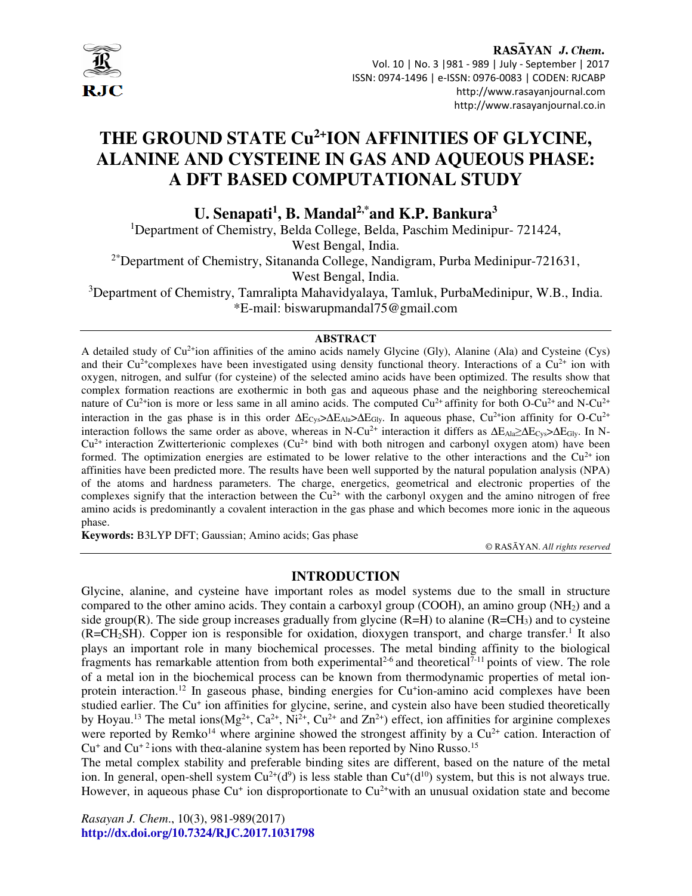# THE GROUND STATE $Cu^{2+}$ION AFFINITIES OF GLYCINE, ALANINE AND CYSTEINE IN GAS AND AQUEOUS PHASE: A DFT BASED COMPUTATIONAL STUDY

**U. Senapati[1], B. Mandal[2,*] and K.P. Bankura[3]**

[1]Department of Chemistry, Belda College, Belda, Paschim Medinipur- 721424, West Bengal, India.

[2*]Department of Chemistry, Sitananda College, Nandigram, Purba Medinipur-721631, West Bengal, India.

[3]Department of Chemistry, Tamralipta Mahavidyalaya, Tamluk, PurbaMedinipur, W.B., India.

*E-mail: biswarupmandal75@gmail.com

## ABSTRACT

A detailed study of $Cu^{2+}$ion affinities of the amino acids namely Glycine (Gly), Alanine (Ala) and Cysteine (Cys) and their $Cu^{2+}$complexes have been investigated using density functional theory. Interactions of a $Cu^{2+}$ ion with oxygen, nitrogen, and sulfur (for cysteine) of the selected amino acids have been optimized. The results show that complex formation reactions are exothermic in both gas and aqueous phase and the neighboring stereochemical nature of $Cu^{2+}$ion is more or less same in all amino acids. The computed $Cu^{2+}$ affinity for both O-$Cu^{2+}$ and N-$Cu^{2+}$ interaction in the gas phase is in this order $\Delta E_{Cys} > \Delta E_{Ala} > \Delta E_{Gly}$. In aqueous phase, $Cu^{2+}$ion affinity for O-$Cu^{2+}$ interaction follows the same order as above, whereas in N-$Cu^{2+}$ interaction it differs as $\Delta E_{Ala} \geq \Delta E_{Cys} > \Delta E_{Gly}$. In N-$Cu^{2+}$ interaction Zwitterionic complexes ($Cu^{2+}$ bind with both nitrogen and carbonyl oxygen atom) have been formed. The optimization energies are estimated to be lower relative to the other interactions and the $Cu^{2+}$ ion affinities have been predicted more. The results have been well supported by the natural population analysis (NPA) of the atoms and hardness parameters. The charge, energetics, geometrical and electronic properties of the complexes signify that the interaction between the $Cu^{2+}$ with the carbonyl oxygen and the amino nitrogen of free amino acids is predominantly a covalent interaction in the gas phase and which becomes more ionic in the aqueous phase.

**Keywords:** B3LYP DFT; Gaussian; Amino acids; Gas phase

© RASĀYAN. *All rights reserved*

## INTRODUCTION

Glycine, alanine, and cysteine have important roles as model systems due to the small in structure compared to the other amino acids. They contain a carboxyl group (COOH), an amino group ($NH_2$) and a side group(R). The side group increases gradually from glycine (R=H) to alanine (R=$CH_3$) and to cysteine (R=$CH_2SH$). Copper ion is responsible for oxidation, dioxygen transport, and charge transfer.[1] It also plays an important role in many biochemical processes. The metal binding affinity to the biological fragments has remarkable attention from both experimental[2-6] and theoretical[7-11] points of view. The role of a metal ion in the biochemical process can be known from thermodynamic properties of metal ion-protein interaction.[12] In gaseous phase, binding energies for $Cu^{+}$ion-amino acid complexes have been studied earlier. The $Cu^{+}$ ion affinities for glycine, serine, and cystein also have been studied theoretically by Hoyau.[13] The metal ions($Mg^{2+}$, $Ca^{2+}$, $Ni^{2+}$, $Cu^{2+}$ and $Zn^{2+}$) effect, ion affinities for arginine complexes were reported by Remko[14] where arginine showed the strongest affinity by a $Cu^{2+}$ cation. Interaction of $Cu^{+}$ and $Cu^{+2}$ ions with theα-alanine system has been reported by Nino Russo.[15]

The metal complex stability and preferable binding sites are different, based on the nature of the metal ion. In general, open-shell system $Cu^{2+}$($d^9$) is less stable than $Cu^{+}$($d^{10}$) system, but this is not always true. However, in aqueous phase $Cu^{+}$ ion disproportionate to $Cu^{2+}$with an unusual oxidation state and become

*Rasayan J. Chem.*, 10(3), 981-989(2017)
**http://dx.doi.org/10.7324/RJC.2017.1031798**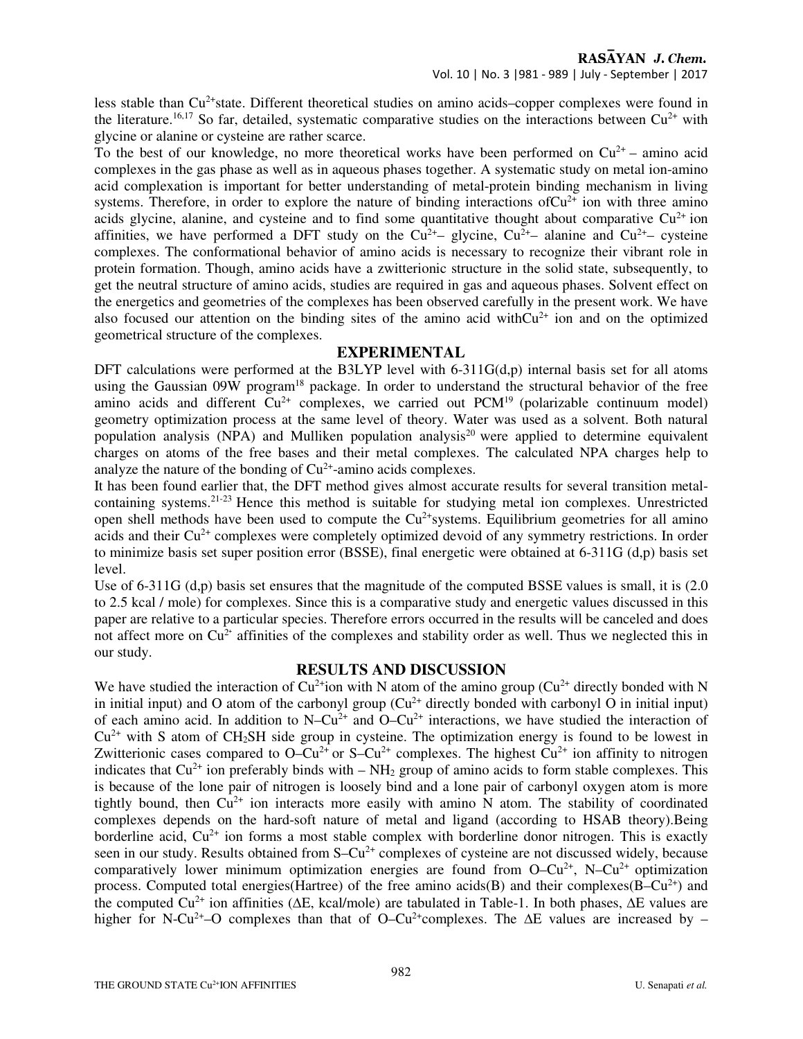less stable than $Cu^{2+}$state. Different theoretical studies on amino acids–copper complexes were found in the literature.[16,17] So far, detailed, systematic comparative studies on the interactions between $Cu^{2+}$ with glycine or alanine or cysteine are rather scarce.

To the best of our knowledge, no more theoretical works have been performed on $Cu^{2+}$ – amino acid complexes in the gas phase as well as in aqueous phases together. A systematic study on metal ion-amino acid complexation is important for better understanding of metal-protein binding mechanism in living systems. Therefore, in order to explore the nature of binding interactions of$Cu^{2+}$ ion with three amino acids glycine, alanine, and cysteine and to find some quantitative thought about comparative $Cu^{2+}$ ion affinities, we have performed a DFT study on the $Cu^{2+}$– glycine, $Cu^{2+}$– alanine and $Cu^{2+}$– cysteine complexes. The conformational behavior of amino acids is necessary to recognize their vibrant role in protein formation. Though, amino acids have a zwitterionic structure in the solid state, subsequently, to get the neutral structure of amino acids, studies are required in gas and aqueous phases. Solvent effect on the energetics and geometries of the complexes has been observed carefully in the present work. We have also focused our attention on the binding sites of the amino acid with$Cu^{2+}$ ion and on the optimized geometrical structure of the complexes.

## EXPERIMENTAL

DFT calculations were performed at the B3LYP level with 6-311G(d,p) internal basis set for all atoms using the Gaussian 09W program[18] package. In order to understand the structural behavior of the free amino acids and different $Cu^{2+}$ complexes, we carried out PCM[19] (polarizable continuum model) geometry optimization process at the same level of theory. Water was used as a solvent. Both natural population analysis (NPA) and Mulliken population analysis[20] were applied to determine equivalent charges on atoms of the free bases and their metal complexes. The calculated NPA charges help to analyze the nature of the bonding of $Cu^{2+}$-amino acids complexes.

It has been found earlier that, the DFT method gives almost accurate results for several transition metal-containing systems.[21-23] Hence this method is suitable for studying metal ion complexes. Unrestricted open shell methods have been used to compute the $Cu^{2+}$systems. Equilibrium geometries for all amino acids and their $Cu^{2+}$ complexes were completely optimized devoid of any symmetry restrictions. In order to minimize basis set super position error (BSSE), final energetic were obtained at 6-311G (d,p) basis set level.

Use of 6-311G (d,p) basis set ensures that the magnitude of the computed BSSE values is small, it is (2.0 to 2.5 kcal / mole) for complexes. Since this is a comparative study and energetic values discussed in this paper are relative to a particular species. Therefore errors occurred in the results will be canceled and does not affect more on $Cu^{2+}$ affinities of the complexes and stability order as well. Thus we neglected this in our study.

## RESULTS AND DISCUSSION

We have studied the interaction of $Cu^{2+}$ion with N atom of the amino group ($Cu^{2+}$ directly bonded with N in initial input) and O atom of the carbonyl group ($Cu^{2+}$ directly bonded with carbonyl O in initial input) of each amino acid. In addition to N–$Cu^{2+}$ and O–$Cu^{2+}$ interactions, we have studied the interaction of $Cu^{2+}$ with S atom of $CH_2SH$ side group in cysteine. The optimization energy is found to be lowest in Zwitterionic cases compared to O–$Cu^{2+}$ or S–$Cu^{2+}$ complexes. The highest $Cu^{2+}$ ion affinity to nitrogen indicates that $Cu^{2+}$ ion preferably binds with – $NH_2$ group of amino acids to form stable complexes. This is because of the lone pair of nitrogen is loosely bind and a lone pair of carbonyl oxygen atom is more tightly bound, then $Cu^{2+}$ ion interacts more easily with amino N atom. The stability of coordinated complexes depends on the hard-soft nature of metal and ligand (according to HSAB theory).Being borderline acid, $Cu^{2+}$ ion forms a most stable complex with borderline donor nitrogen. This is exactly seen in our study. Results obtained from S–$Cu^{2+}$ complexes of cysteine are not discussed widely, because comparatively lower minimum optimization energies are found from O–$Cu^{2+}$, N–$Cu^{2+}$ optimization process. Computed total energies(Hartree) of the free amino acids(B) and their complexes(B–$Cu^{2+}$) and the computed $Cu^{2+}$ ion affinities ($\Delta E$, kcal/mole) are tabulated in Table-1. In both phases, $\Delta E$ values are higher for N-$Cu^{2+}$–O complexes than that of O–$Cu^{2+}$complexes. The $\Delta E$ values are increased by –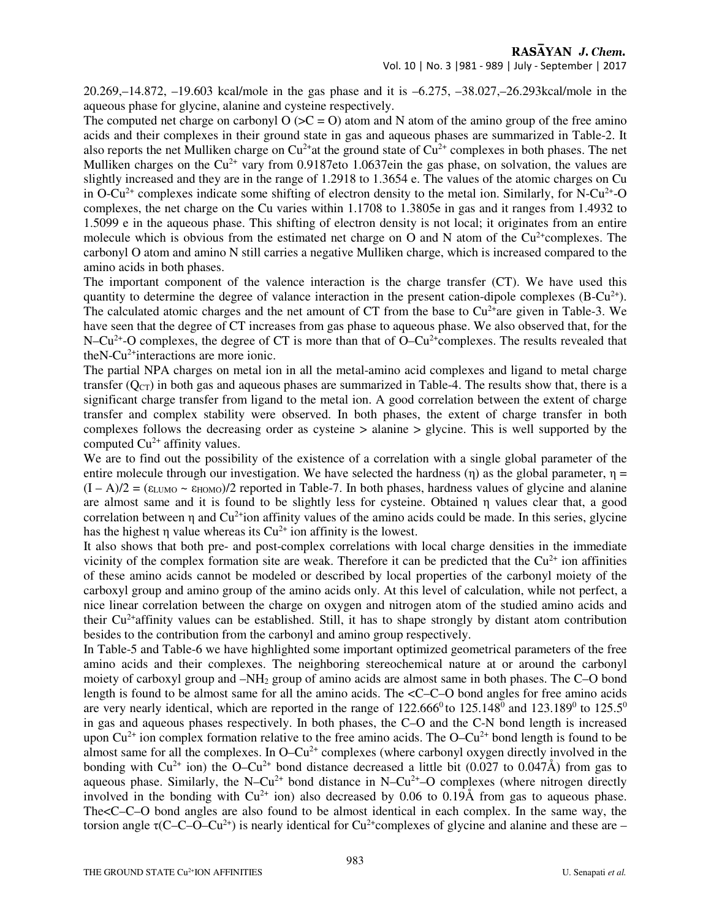20.269,–14.872, –19.603 kcal/mole in the gas phase and it is –6.275, –38.027,–26.293kcal/mole in the aqueous phase for glycine, alanine and cysteine respectively.

The computed net charge on carbonyl O (>C = O) atom and N atom of the amino group of the free amino acids and their complexes in their ground state in gas and aqueous phases are summarized in Table-2. It also reports the net Mulliken charge on $Cu^{2+}$at the ground state of $Cu^{2+}$ complexes in both phases. The net Mulliken charges on the $Cu^{2+}$ vary from 0.9187eto 1.0637ein the gas phase, on solvation, the values are slightly increased and they are in the range of 1.2918 to 1.3654 e. The values of the atomic charges on Cu in O-$Cu^{2+}$ complexes indicate some shifting of electron density to the metal ion. Similarly, for N-$Cu^{2+}$-O complexes, the net charge on the Cu varies within 1.1708 to 1.3805e in gas and it ranges from 1.4932 to 1.5099 e in the aqueous phase. This shifting of electron density is not local; it originates from an entire molecule which is obvious from the estimated net charge on O and N atom of the $Cu^{2+}$complexes. The carbonyl O atom and amino N still carries a negative Mulliken charge, which is increased compared to the amino acids in both phases.

The important component of the valence interaction is the charge transfer (CT). We have used this quantity to determine the degree of valance interaction in the present cation-dipole complexes (B-$Cu^{2+}$). The calculated atomic charges and the net amount of CT from the base to $Cu^{2+}$are given in Table-3. We have seen that the degree of CT increases from gas phase to aqueous phase. We also observed that, for the N–$Cu^{2+}$-O complexes, the degree of CT is more than that of O–$Cu^{2+}$complexes. The results revealed that theN-$Cu^{2+}$interactions are more ionic.

The partial NPA charges on metal ion in all the metal-amino acid complexes and ligand to metal charge transfer ($Q_{CT}$) in both gas and aqueous phases are summarized in Table-4. The results show that, there is a significant charge transfer from ligand to the metal ion. A good correlation between the extent of charge transfer and complex stability were observed. In both phases, the extent of charge transfer in both complexes follows the decreasing order as cysteine > alanine > glycine. This is well supported by the computed $Cu^{2+}$ affinity values.

We are to find out the possibility of the existence of a correlation with a single global parameter of the entire molecule through our investigation. We have selected the hardness (η) as the global parameter, $\eta = (I - A)/2 = (\varepsilon_{LUMO} \sim \varepsilon_{HOMO})/2$ reported in Table-7. In both phases, hardness values of glycine and alanine are almost same and it is found to be slightly less for cysteine. Obtained η values clear that, a good correlation between η and $Cu^{2+}$ion affinity values of the amino acids could be made. In this series, glycine has the highest η value whereas its $Cu^{2+}$ ion affinity is the lowest.

It also shows that both pre- and post-complex correlations with local charge densities in the immediate vicinity of the complex formation site are weak. Therefore it can be predicted that the $Cu^{2+}$ ion affinities of these amino acids cannot be modeled or described by local properties of the carbonyl moiety of the carboxyl group and amino group of the amino acids only. At this level of calculation, while not perfect, a nice linear correlation between the charge on oxygen and nitrogen atom of the studied amino acids and their $Cu^{2+}$affinity values can be established. Still, it has to shape strongly by distant atom contribution besides to the contribution from the carbonyl and amino group respectively.

In Table-5 and Table-6 we have highlighted some important optimized geometrical parameters of the free amino acids and their complexes. The neighboring stereochemical nature at or around the carbonyl moiety of carboxyl group and –$NH_2$ group of amino acids are almost same in both phases. The C–O bond length is found to be almost same for all the amino acids. The <C–C–O bond angles for free amino acids are very nearly identical, which are reported in the range of $122.666^0$ to $125.148^0$ and $123.189^0$ to $125.5^0$ in gas and aqueous phases respectively. In both phases, the C–O and the C-N bond length is increased upon $Cu^{2+}$ ion complex formation relative to the free amino acids. The O–$Cu^{2+}$ bond length is found to be almost same for all the complexes. In O–$Cu^{2+}$ complexes (where carbonyl oxygen directly involved in the bonding with $Cu^{2+}$ ion) the O–$Cu^{2+}$ bond distance decreased a little bit (0.027 to 0.047Å) from gas to aqueous phase. Similarly, the N–$Cu^{2+}$ bond distance in N–$Cu^{2+}$–O complexes (where nitrogen directly involved in the bonding with $Cu^{2+}$ ion) also decreased by 0.06 to 0.19Å from gas to aqueous phase. The<C–C–O bond angles are also found to be almost identical in each complex. In the same way, the torsion angle τ(C–C–O–$Cu^{2+}$) is nearly identical for $Cu^{2+}$complexes of glycine and alanine and these are –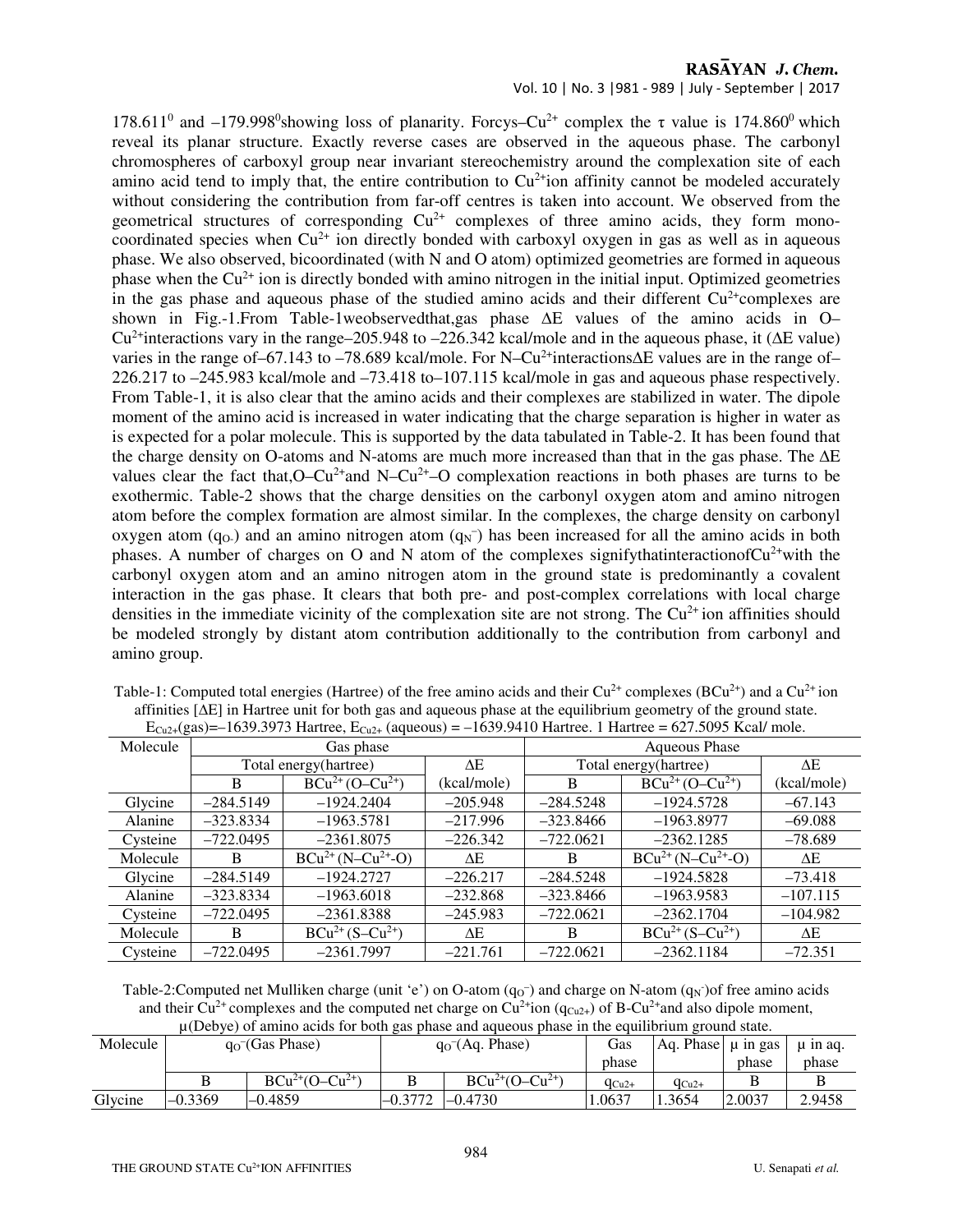$178.611^0$ and $-179.998^0$showing loss of planarity. Forcys–$Cu^{2+}$ complex the τ value is $174.860^0$ which reveal its planar structure. Exactly reverse cases are observed in the aqueous phase. The carbonyl chromospheres of carboxyl group near invariant stereochemistry around the complexation site of each amino acid tend to imply that, the entire contribution to $Cu^{2+}$ion affinity cannot be modeled accurately without considering the contribution from far-off centres is taken into account. We observed from the geometrical structures of corresponding $Cu^{2+}$ complexes of three amino acids, they form mono-coordinated species when $Cu^{2+}$ ion directly bonded with carboxyl oxygen in gas as well as in aqueous phase. We also observed, bicoordinated (with N and O atom) optimized geometries are formed in aqueous phase when the $Cu^{2+}$ ion is directly bonded with amino nitrogen in the initial input. Optimized geometries in the gas phase and aqueous phase of the studied amino acids and their different $Cu^{2+}$complexes are shown in Fig.-1.From Table-1weobservedthat,gas phase ΔE values of the amino acids in O–$Cu^{2+}$interactions vary in the range–205.948 to –226.342 kcal/mole and in the aqueous phase, it (ΔE value) varies in the range of–67.143 to –78.689 kcal/mole. For N–$Cu^{2+}$interactionsΔE values are in the range of–226.217 to –245.983 kcal/mole and –73.418 to–107.115 kcal/mole in gas and aqueous phase respectively. From Table-1, it is also clear that the amino acids and their complexes are stabilized in water. The dipole moment of the amino acid is increased in water indicating that the charge separation is higher in water as is expected for a polar molecule. This is supported by the data tabulated in Table-2. It has been found that the charge density on O-atoms and N-atoms are much more increased than that in the gas phase. The ΔE values clear the fact that,O–$Cu^{2+}$and N–$Cu^{2+}$–O complexation reactions in both phases are turns to be exothermic. Table-2 shows that the charge densities on the carbonyl oxygen atom and amino nitrogen atom before the complex formation are almost similar. In the complexes, the charge density on carbonyl oxygen atom ($q_{O^-}$) and an amino nitrogen atom ($q_{N^-}$) has been increased for all the amino acids in both phases. A number of charges on O and N atom of the complexes signifythatinteractionof$Cu^{2+}$with the carbonyl oxygen atom and an amino nitrogen atom in the ground state is predominantly a covalent interaction in the gas phase. It clears that both pre- and post-complex correlations with local charge densities in the immediate vicinity of the complexation site are not strong. The $Cu^{2+}$ ion affinities should be modeled strongly by distant atom contribution additionally to the contribution from carbonyl and amino group.

Table-1: Computed total energies (Hartree) of the free amino acids and their $Cu^{2+}$ complexes ($BCu^{2+}$) and a $Cu^{2+}$ ion affinities [ΔE] in Hartree unit for both gas and aqueous phase at the equilibrium geometry of the ground state. $E_{Cu2+}$(gas)=–1639.3973 Hartree, $E_{Cu2+}$ (aqueous) = –1639.9410 Hartree. 1 Hartree = 627.5095 Kcal/ mole.

| Molecule | Gas phase | | | Aqueous Phase | | |
|---|---|---|---|---|---|---|
| | Total energy(hartree) | | ΔE | Total energy(hartree) | | ΔE |
| | B | $BCu^{2+}$ (O–$Cu^{2+}$) | (kcal/mole) | B | $BCu^{2+}$ (O–$Cu^{2+}$) | (kcal/mole) |
| Glycine | –284.5149 | –1924.2404 | –205.948 | –284.5248 | –1924.5728 | –67.143 |
| Alanine | –323.8334 | –1963.5781 | –217.996 | –323.8466 | –1963.8977 | –69.088 |
| Cysteine | –722.0495 | –2361.8075 | –226.342 | –722.0621 | –2362.1285 | –78.689 |
| Molecule | B | $BCu^{2+}$ (N–$Cu^{2+}$-O) | ΔE | B | $BCu^{2+}$ (N–$Cu^{2+}$-O) | ΔE |
| Glycine | –284.5149 | –1924.2727 | –226.217 | –284.5248 | –1924.5828 | –73.418 |
| Alanine | –323.8334 | –1963.6018 | –232.868 | –323.8466 | –1963.9583 | –107.115 |
| Cysteine | –722.0495 | –2361.8388 | –245.983 | –722.0621 | –2362.1704 | –104.982 |
| Molecule | B | $BCu^{2+}$ (S–$Cu^{2+}$) | ΔE | B | $BCu^{2+}$ (S–$Cu^{2+}$) | ΔE |
| Cysteine | –722.0495 | –2361.7997 | –221.761 | –722.0621 | –2362.1184 | –72.351 |

Table-2:Computed net Mulliken charge (unit 'e') on O-atom ($q_O^-$) and charge on N-atom ($q_N^-$)of free amino acids and their $Cu^{2+}$ complexes and the computed net charge on $Cu^{2+}$ion ($q_{Cu2+}$) of B-$Cu^{2+}$and also dipole moment, μ(Debye) of amino acids for both gas phase and aqueous phase in the equilibrium ground state.

| Molecule | $q_O^-$(Gas Phase) | | $q_O^-$(Aq. Phase) | | Gas phase | Aq. Phase | μ in gas phase | μ in aq. phase |
|---|---|---|---|---|---|---|---|---|
| | B | $BCu^{2+}$(O–$Cu^{2+}$) | B | $BCu^{2+}$(O–$Cu^{2+}$) | $q_{Cu2+}$ | $q_{Cu2+}$ | B | B |
| Glycine | –0.3369 | –0.4859 | –0.3772 | –0.4730 | 1.0637 | 1.3654 | 2.0037 | 2.9458 |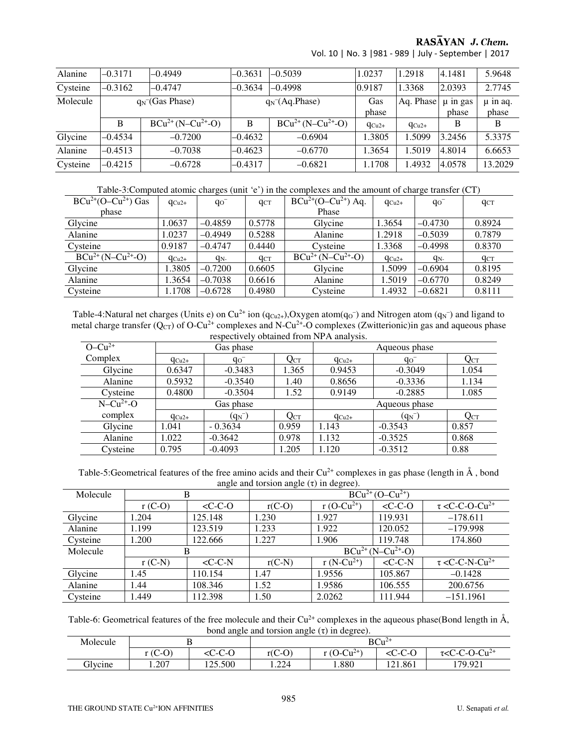| Alanine | –0.3171 | –0.4949 | –0.3631 | –0.5039 | 1.0237 | 1.2918 | 4.1481 | 5.9648 |
|---|---|---|---|---|---|---|---|---|
| Cysteine | –0.3162 | –0.4747 | –0.3634 | –0.4998 | 0.9187 | 1.3368 | 2.0393 | 2.7745 |
| Molecule | $q_N^-$(Gas Phase) | | $q_N^-$(Aq.Phase) | | Gas phase | Aq. Phase | μ in gas phase | μ in aq. phase |
| | B | $BCu^{2+}$ (N–$Cu^{2+}$-O) | B | $BCu^{2+}$ (N–$Cu^{2+}$-O) | $q_{Cu2+}$ | $q_{Cu2+}$ | B | B |
| Glycine | –0.4534 | –0.7200 | –0.4632 | –0.6904 | 1.3805 | 1.5099 | 3.2456 | 5.3375 |
| Alanine | –0.4513 | –0.7038 | –0.4623 | –0.6770 | 1.3654 | 1.5019 | 4.8014 | 6.6653 |
| Cysteine | –0.4215 | –0.6728 | –0.4317 | –0.6821 | 1.1708 | 1.4932 | 4.0578 | 13.2029 |

Table-3:Computed atomic charges (unit 'e') in the complexes and the amount of charge transfer (CT)

| $BCu^{2+}$(O–$Cu^{2+}$) Gas phase | $q_{Cu2+}$ | $q_{O^-}$ | $q_{CT}$ | $BCu^{2+}$(O–$Cu^{2+}$) Aq. Phase | $q_{Cu2+}$ | $q_{O^-}$ | $q_{CT}$ |
|---|---|---|---|---|---|---|---|
| Glycine | 1.0637 | –0.4859 | 0.5778 | Glycine | 1.3654 | –0.4730 | 0.8924 |
| Alanine | 1.0237 | –0.4949 | 0.5288 | Alanine | 1.2918 | –0.5039 | 0.7879 |
| Cysteine | 0.9187 | –0.4747 | 0.4440 | Cysteine | 1.3368 | –0.4998 | 0.8370 |
| $BCu^{2+}$ (N–$Cu^{2+}$-O) | $q_{Cu2+}$ | $q_{N-}$ | $q_{CT}$ | $BCu^{2+}$ (N–$Cu^{2+}$-O) | $q_{Cu2+}$ | $q_{N-}$ | $q_{CT}$ |
| Glycine | 1.3805 | –0.7200 | 0.6605 | Glycine | 1.5099 | –0.6904 | 0.8195 |
| Alanine | 1.3654 | –0.7038 | 0.6616 | Alanine | 1.5019 | –0.6770 | 0.8249 |
| Cysteine | 1.1708 | –0.6728 | 0.4980 | Cysteine | 1.4932 | –0.6821 | 0.8111 |

Table-4:Natural net charges (Units e) on $Cu^{2+}$ ion ($q_{Cu2+}$),Oxygen atom($q_{O^-}$) and Nitrogen atom ($q_N^-$) and ligand to metal charge transfer ($Q_{CT}$) of O-$Cu^{2+}$ complexes and N-$Cu^{2+}$-O complexes (Zwitterionic)in gas and aqueous phase respectively obtained from NPA analysis.

| O–$Cu^{2+}$ Complex | Gas phase | | | Aqueous phase | | |
|---|---|---|---|---|---|---|
| | $q_{Cu2+}$ | $q_{O^-}$ | $Q_{CT}$ | $q_{Cu2+}$ | $q_{O^-}$ | $Q_{CT}$ |
| Glycine | 0.6347 | -0.3483 | 1.365 | 0.9453 | -0.3049 | 1.054 |
| Alanine | 0.5932 | -0.3540 | 1.40 | 0.8656 | -0.3336 | 1.134 |
| Cysteine | 0.4800 | -0.3504 | 1.52 | 0.9149 | -0.2885 | 1.085 |
| N–$Cu^{2+}$-O complex | Gas phase | | | Aqueous phase | | |
| | $q_{Cu2+}$ | ($q_N^-$) | $Q_{CT}$ | $q_{Cu2+}$ | ($q_N^-$) | $Q_{CT}$ |
| Glycine | 1.041 | - 0.3634 | 0.959 | 1.143 | -0.3543 | 0.857 |
| Alanine | 1.022 | -0.3642 | 0.978 | 1.132 | -0.3525 | 0.868 |
| Cysteine | 0.795 | -0.4093 | 1.205 | 1.120 | -0.3512 | 0.88 |

Table-5:Geometrical features of the free amino acids and their $Cu^{2+}$ complexes in gas phase (length in Å , bond angle and torsion angle (τ) in degree).

| Molecule | B | | $BCu^{2+}$ (O–$Cu^{2+}$) | | | |
|---|---|---|---|---|---|---|
| | r (C-O) | <C-C-O | r(C-O) | r (O-$Cu^{2+}$) | <C-C-O | τ <C-C-O-$Cu^{2+}$ |
| Glycine | 1.204 | 125.148 | 1.230 | 1.927 | 119.931 | –178.611 |
| Alanine | 1.199 | 123.519 | 1.233 | 1.922 | 120.052 | –179.998 |
| Cysteine | 1.200 | 122.666 | 1.227 | 1.906 | 119.748 | 174.860 |
| Molecule | B | | $BCu^{2+}$ (N–$Cu^{2+}$-O) | | | |
| | r (C-N) | <C-C-N | r(C-N) | r (N-$Cu^{2+}$) | <C-C-N | τ <C-C-N-$Cu^{2+}$ |
| Glycine | 1.45 | 110.154 | 1.47 | 1.9556 | 105.867 | –0.1428 |
| Alanine | 1.44 | 108.346 | 1.52 | 1.9586 | 106.555 | 200.6756 |
| Cysteine | 1.449 | 112.398 | 1.50 | 2.0262 | 111.944 | –151.1961 |

Table-6: Geometrical features of the free molecule and their $Cu^{2+}$ complexes in the aqueous phase(Bond length in Å, bond angle and torsion angle (τ) in degree).

| Molecule | B | | $BCu^{2+}$ | | | |
|---|---|---|---|---|---|---|
| | r (C-O) | <C-C-O | r(C-O) | r (O-$Cu^{2+}$) | <C-C-O | τ<C-C-O-$Cu^{2+}$ |
| Glycine | 1.207 | 125.500 | 1.224 | 1.880 | 121.861 | 179.921 |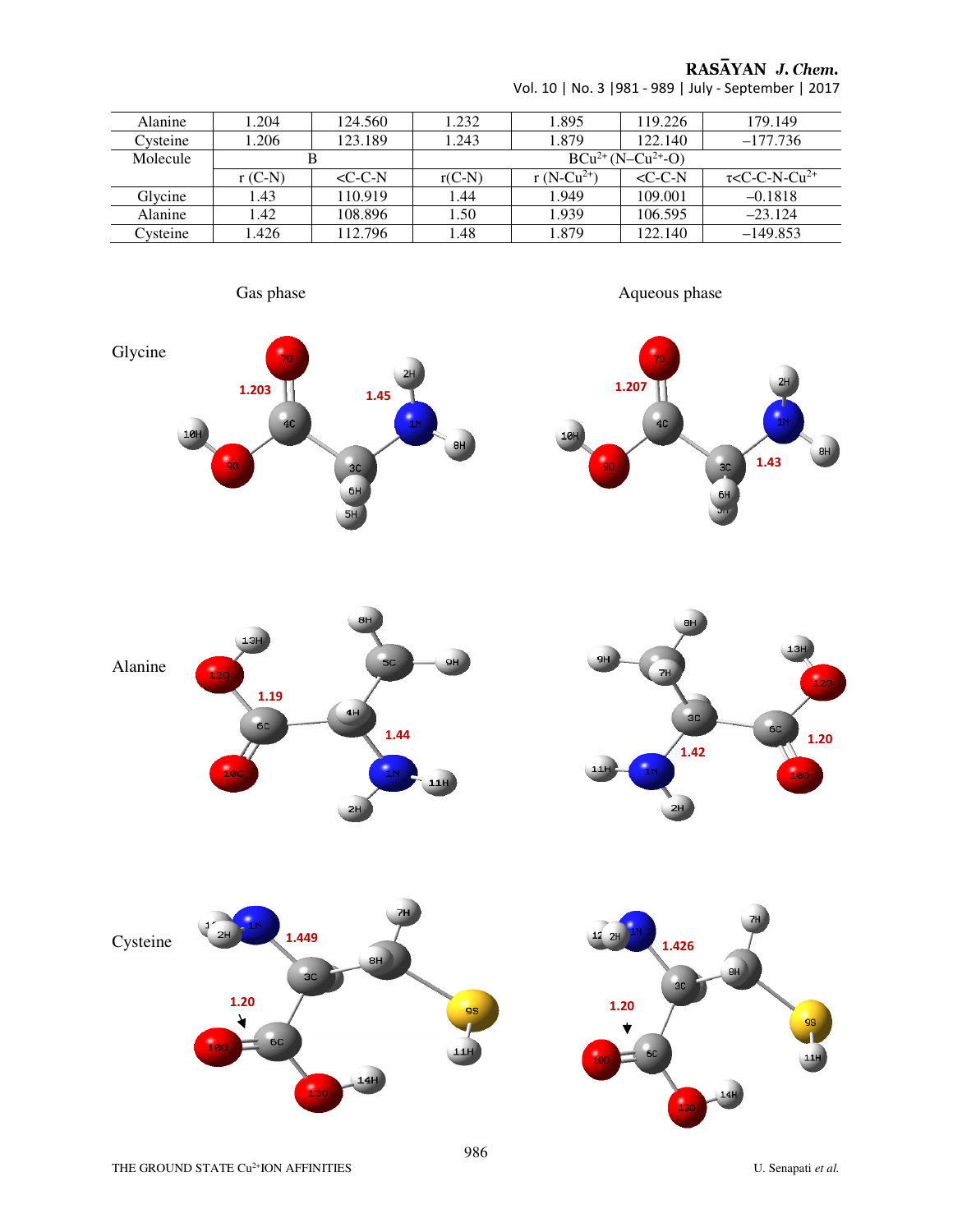| Alanine | 1.204 | 124.560 | 1.232 | 1.895 | 119.226 | 179.149 |
|---|---|---|---|---|---|---|
| Cysteine | 1.206 | 123.189 | 1.243 | 1.879 | 122.140 | –177.736 |
| Molecule | B | | $BCu^{2+}$ ($N–Cu^{2+}$-O) | | | |
| | r (C-N) | <C-C-N | r(C-N) | r ($N-Cu^{2+}$) | <C-C-N | τ<C-C-N-$Cu^{2+}$ |
| Glycine | 1.43 | 110.919 | 1.44 | 1.949 | 109.001 | –0.1818 |
| Alanine | 1.42 | 108.896 | 1.50 | 1.939 | 106.595 | –23.124 |
| Cysteine | 1.426 | 112.796 | 1.48 | 1.879 | 122.140 | –149.853 |

Gas phase | Aqueous phase

Glycine

Alanine

Cysteine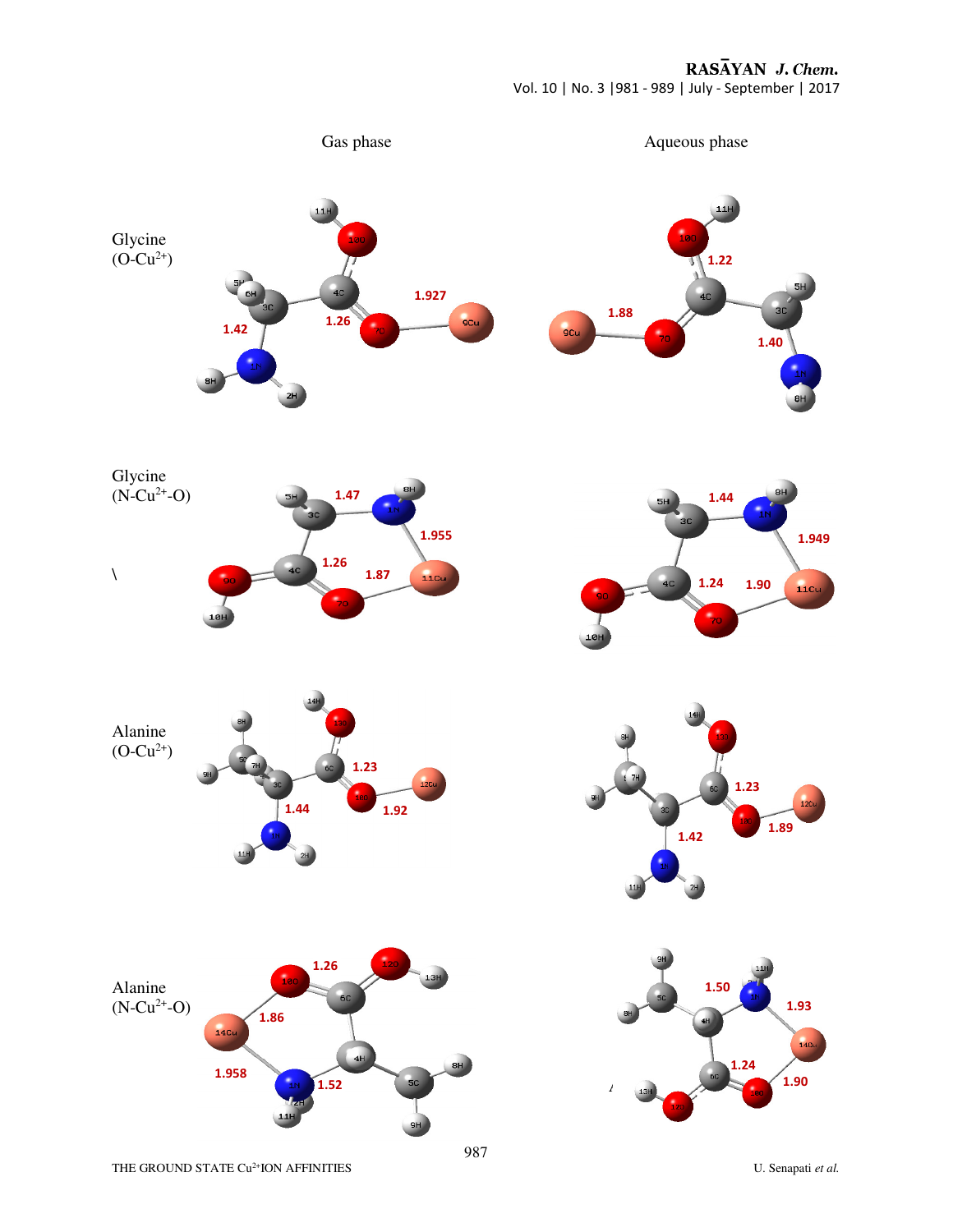Gas phase | Aqueous phase

Glycine ($O-Cu^{2+}$)

Glycine ($N-Cu^{2+}-O$)

Alanine ($O-Cu^{2+}$)

Alanine ($N-Cu^{2+}-O$)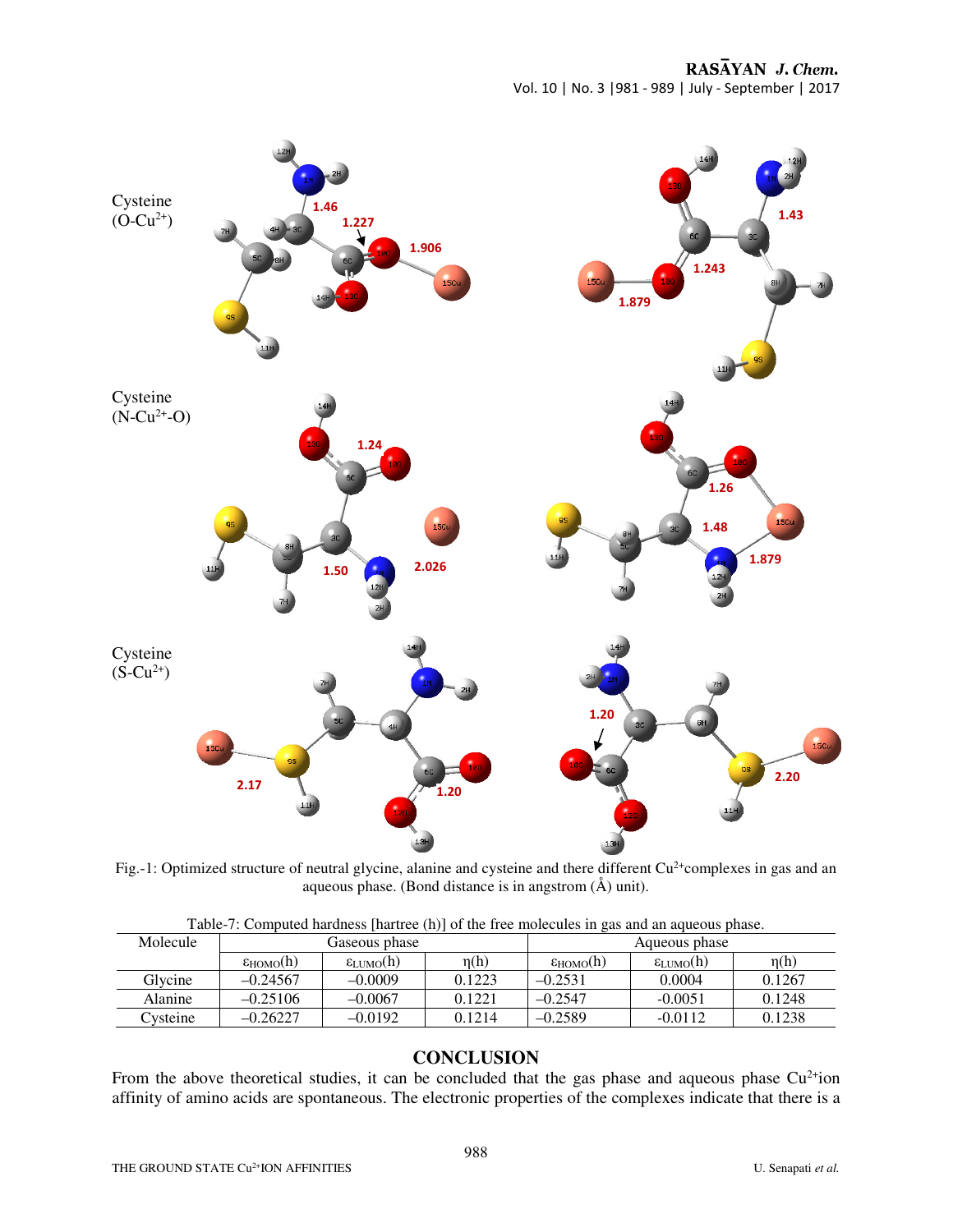Cysteine (O-$Cu^{2+}$)

Cysteine (N-$Cu^{2+}$-O)

Cysteine (S-$Cu^{2+}$)

Fig.-1: Optimized structure of neutral glycine, alanine and cysteine and there different $Cu^{2+}$complexes in gas and an aqueous phase. (Bond distance is in angstrom (Å) unit).

Table-7: Computed hardness [hartree (h)] of the free molecules in gas and an aqueous phase.

| Molecule | Gaseous phase | | | Aqueous phase | | |
|---|---|---|---|---|---|---|
| | $\varepsilon_{HOMO}$(h) | $\varepsilon_{LUMO}$(h) | η(h) | $\varepsilon_{HOMO}$(h) | $\varepsilon_{LUMO}$(h) | η(h) |
| Glycine | –0.24567 | –0.0009 | 0.1223 | –0.2531 | 0.0004 | 0.1267 |
| Alanine | –0.25106 | –0.0067 | 0.1221 | –0.2547 | -0.0051 | 0.1248 |
| Cysteine | –0.26227 | –0.0192 | 0.1214 | –0.2589 | -0.0112 | 0.1238 |

## CONCLUSION

From the above theoretical studies, it can be concluded that the gas phase and aqueous phase $Cu^{2+}$ion affinity of amino acids are spontaneous. The electronic properties of the complexes indicate that there is a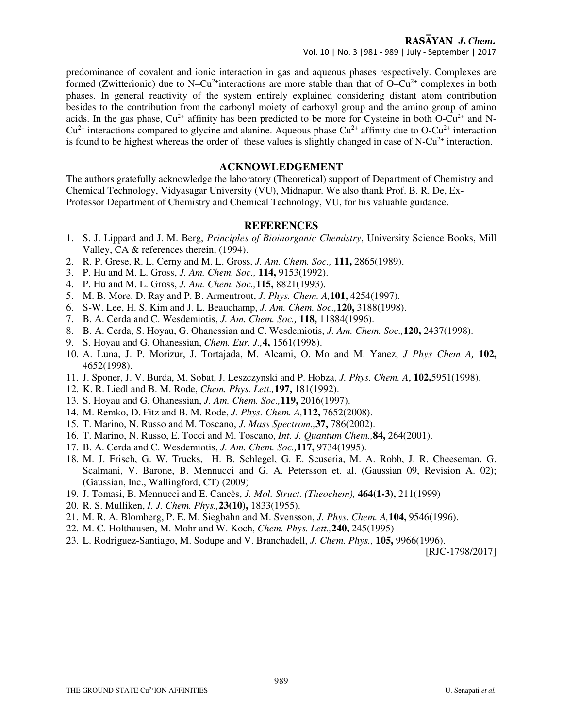predominance of covalent and ionic interaction in gas and aqueous phases respectively. Complexes are formed (Zwitterionic) due to N–$Cu^{2+}$interactions are more stable than that of O–$Cu^{2+}$ complexes in both phases. In general reactivity of the system entirely explained considering distant atom contribution besides to the contribution from the carbonyl moiety of carboxyl group and the amino group of amino acids. In the gas phase, $Cu^{2+}$ affinity has been predicted to be more for Cysteine in both O-$Cu^{2+}$ and N-$Cu^{2+}$ interactions compared to glycine and alanine. Aqueous phase $Cu^{2+}$ affinity due to O-$Cu^{2+}$ interaction is found to be highest whereas the order of these values is slightly changed in case of N-$Cu^{2+}$ interaction.

## ACKNOWLEDGEMENT

The authors gratefully acknowledge the laboratory (Theoretical) support of Department of Chemistry and Chemical Technology, Vidyasagar University (VU), Midnapur. We also thank Prof. B. R. De, Ex-Professor Department of Chemistry and Chemical Technology, VU, for his valuable guidance.

## REFERENCES

1. S. J. Lippard and J. M. Berg, *Principles of Bioinorganic Chemistry*, University Science Books, Mill Valley, CA & references therein, (1994).
2. R. P. Grese, R. L. Cerny and M. L. Gross, *J. Am. Chem. Soc.,* **111,** 2865(1989).
3. P. Hu and M. L. Gross, *J. Am. Chem. Soc.,* **114,** 9153(1992).
4. P. Hu and M. L. Gross, *J. Am. Chem. Soc.,***115,** 8821(1993).
5. M. B. More, D. Ray and P. B. Armentrout, *J. Phys. Chem. A,***101,** 4254(1997).
6. S-W. Lee, H. S. Kim and J. L. Beauchamp, *J. Am. Chem. Soc.,***120,** 3188(1998).
7. B. A. Cerda and C. Wesdemiotis, *J. Am. Chem. Soc.,* **118,** 11884(1996).
8. B. A. Cerda, S. Hoyau, G. Ohanessian and C. Wesdemiotis, *J. Am. Chem. Soc.,***120,** 2437(1998).
9. S. Hoyau and G. Ohanessian, *Chem. Eur. J.,***4,** 1561(1998).
10. A. Luna, J. P. Morizur, J. Tortajada, M. Alcami, O. Mo and M. Yanez, *J Phys Chem A,* **102,** 4652(1998).
11. J. Sponer, J. V. Burda, M. Sobat, J. Leszczynski and P. Hobza, *J. Phys. Chem. A*, **102,**5951(1998).
12. K. R. Liedl and B. M. Rode, *Chem. Phys. Lett.,***197,** 181(1992).
13. S. Hoyau and G. Ohanessian, *J. Am. Chem. Soc.,***119,** 2016(1997).
14. M. Remko, D. Fitz and B. M. Rode, *J. Phys. Chem. A,***112,** 7652(2008).
15. T. Marino, N. Russo and M. Toscano, *J. Mass Spectrom.,***37,** 786(2002).
16. T. Marino, N. Russo, E. Tocci and M. Toscano, *Int. J. Quantum Chem.,***84,** 264(2001).
17. B. A. Cerda and C. Wesdemiotis, *J. Am. Chem. Soc.,***117,** 9734(1995).
18. M. J. Frisch, G. W. Trucks, H. B. Schlegel, G. E. Scuseria, M. A. Robb, J. R. Cheeseman, G. Scalmani, V. Barone, B. Mennucci and G. A. Petersson et. al. (Gaussian 09, Revision A. 02); (Gaussian, Inc., Wallingford, CT) (2009)
19. J. Tomasi, B. Mennucci and E. Cancès, *J. Mol. Struct. (Theochem),* **464(1-3),** 211(1999)
20. R. S. Mulliken, *I. J. Chem. Phys.,***23(10),** 1833(1955).
21. M. R. A. Blomberg, P. E. M. Siegbahn and M. Svensson, *J. Phys. Chem. A,***104,** 9546(1996).
22. M. C. Holthausen, M. Mohr and W. Koch, *Chem. Phys. Lett.,***240,** 245(1995)
23. L. Rodriguez-Santiago, M. Sodupe and V. Branchadell, *J. Chem. Phys.,* **105,** 9966(1996).

[RJC-1798/2017]